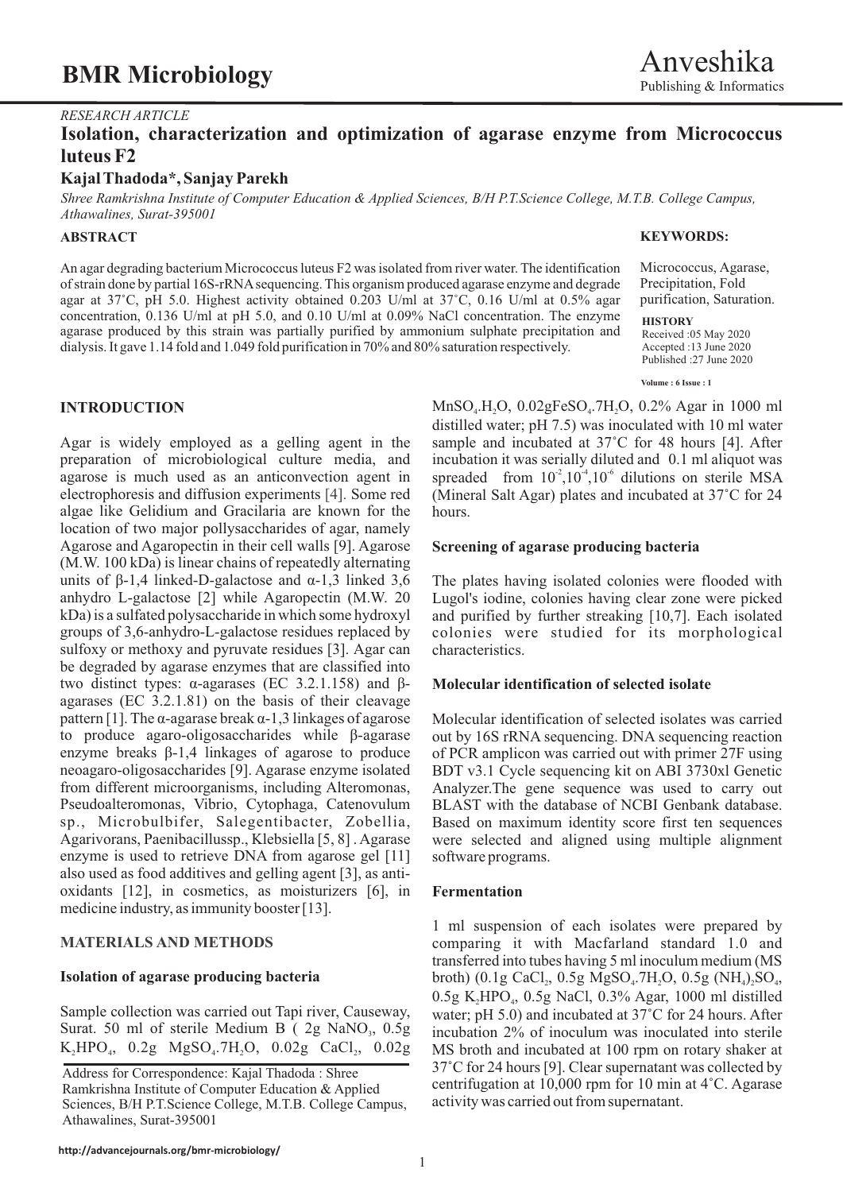*RESEARCH ARTICLE*

# Isolation, characterization and optimization of agarase enzyme from Micrococcus luteus F2

**Kajal Thadoda\*, Sanjay Parekh**

*Shree Ramkrishna Institute of Computer Education & Applied Sciences, B/H P.T.Science College, M.T.B. College Campus, Athawalines, Surat-395001*

## ABSTRACT

An agar degrading bacterium Micrococcus luteus F2 was isolated from river water. The identification of strain done by partial 16S-rRNA sequencing. This organism produced agarase enzyme and degrade agar at 37˚C, pH 5.0. Highest activity obtained 0.203 U/ml at 37˚C, 0.16 U/ml at 0.5% agar concentration, 0.136 U/ml at pH 5.0, and 0.10 U/ml at 0.09% NaCl concentration. The enzyme agarase produced by this strain was partially purified by ammonium sulphate precipitation and dialysis. It gave 1.14 fold and 1.049 fold purification in 70% and 80% saturation respectively.

**KEYWORDS:**

Micrococcus, Agarase, Precipitation, Fold purification, Saturation.

**HISTORY**

Received :05 May 2020
Accepted :13 June 2020
Published :27 June 2020

## INTRODUCTION

Agar is widely employed as a gelling agent in the preparation of microbiological culture media, and agarose is much used as an anticonvection agent in electrophoresis and diffusion experiments [4]. Some red algae like Gelidium and Gracilaria are known for the location of two major pollysaccharides of agar, namely Agarose and Agaropectin in their cell walls [9]. Agarose (M.W. 100 kDa) is linear chains of repeatedly alternating units of β-1,4 linked-D-galactose and α-1,3 linked 3,6 anhydro L-galactose [2] while Agaropectin (M.W. 20 kDa) is a sulfated polysaccharide in which some hydroxyl groups of 3,6-anhydro-L-galactose residues replaced by sulfoxy or methoxy and pyruvate residues [3]. Agar can be degraded by agarase enzymes that are classified into two distinct types: α-agarases (EC 3.2.1.158) and β-agarases (EC 3.2.1.81) on the basis of their cleavage pattern [1]. The α-agarase break α-1,3 linkages of agarose to produce agaro-oligosaccharides while β-agarase enzyme breaks β-1,4 linkages of agarose to produce neoagaro-oligosaccharides [9]. Agarase enzyme isolated from different microorganisms, including Alteromonas, Pseudoalteromonas, Vibrio, Cytophaga, Catenovulum sp., Microbulbifer, Salegentibacter, Zobellia, Agarivorans, Paenibacillussp., Klebsiella [5, 8]. Agarase enzyme is used to retrieve DNA from agarose gel [11] also used as food additives and gelling agent [3], as anti-oxidants [12], in cosmetics, as moisturizers [6], in medicine industry, as immunity booster [13].

## MATERIALS AND METHODS

### Isolation of agarase producing bacteria

Sample collection was carried out Tapi river, Causeway, Surat. 50 ml of sterile Medium B ( 2g $NaNO_3$, 0.5g $K_2HPO_4$, 0.2g $MgSO_4.7H_2O$, 0.02g $CaCl_2$, 0.02g $MnSO_4.H_2O$, 0.02g$FeSO_4.7H_2O$, 0.2% Agar in 1000 ml distilled water; pH 7.5) was inoculated with 10 ml water sample and incubated at 37˚C for 48 hours [4]. After incubation it was serially diluted and 0.1 ml aliquot was spreaded from $10^{-2}$,$10^{-4}$,$10^{-6}$ dilutions on sterile MSA (Mineral Salt Agar) plates and incubated at 37˚C for 24 hours.

### Screening of agarase producing bacteria

The plates having isolated colonies were flooded with Lugol's iodine, colonies having clear zone were picked and purified by further streaking [10,7]. Each isolated colonies were studied for its morphological characteristics.

### Molecular identification of selected isolate

Molecular identification of selected isolates was carried out by 16S rRNA sequencing. DNA sequencing reaction of PCR amplicon was carried out with primer 27F using BDT v3.1 Cycle sequencing kit on ABI 3730xl Genetic Analyzer.The gene sequence was used to carry out BLAST with the database of NCBI Genbank database. Based on maximum identity score first ten sequences were selected and aligned using multiple alignment software programs.

### Fermentation

1 ml suspension of each isolates were prepared by comparing it with Macfarland standard 1.0 and transferred into tubes having 5 ml inoculum medium (MS broth) (0.1g $CaCl_2$, 0.5g $MgSO_4.7H_2O$, 0.5g $(NH_4)_2SO_4$, 0.5g $K_2HPO_4$, 0.5g NaCl, 0.3% Agar, 1000 ml distilled water; pH 5.0) and incubated at 37˚C for 24 hours. After incubation 2% of inoculum was inoculated into sterile MS broth and incubated at 100 rpm on rotary shaker at 37˚C for 24 hours [9]. Clear supernatant was collected by centrifugation at 10,000 rpm for 10 min at 4˚C. Agarase activity was carried out from supernatant.

Address for Correspondence: Kajal Thadoda : Shree Ramkrishna Institute of Computer Education & Applied Sciences, B/H P.T.Science College, M.T.B. College Campus, Athawalines, Surat-395001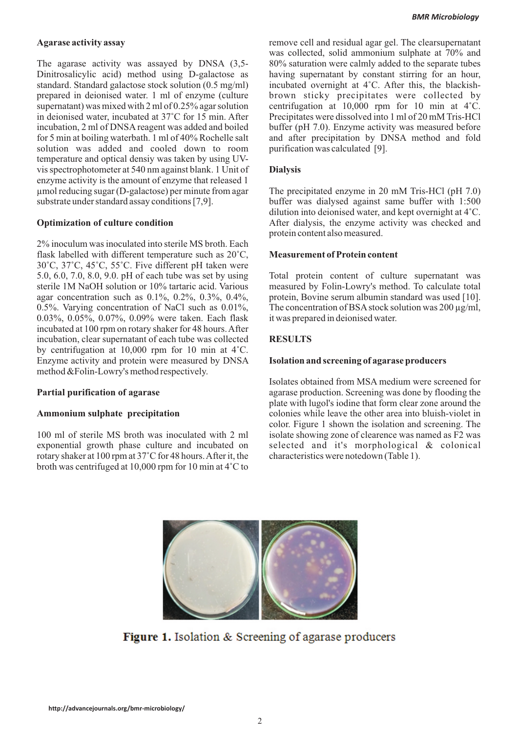### Agarase activity assay

The agarase activity was assayed by DNSA (3,5-Dinitrosalicylic acid) method using D-galactose as standard. Standard galactose stock solution (0.5 mg/ml) prepared in deionised water. 1 ml of enzyme (culture supernatant) was mixed with 2 ml of 0.25% agar solution in deionised water, incubated at 37˚C for 15 min. After incubation, 2 ml of DNSA reagent was added and boiled for 5 min at boiling waterbath. 1 ml of 40% Rochelle salt solution was added and cooled down to room temperature and optical densiy was taken by using UV-vis spectrophotometer at 540 nm against blank. 1 Unit of enzyme activity is the amount of enzyme that released 1 µmol reducing sugar (D-galactose) per minute from agar substrate under standard assay conditions [7,9].

### Optimization of culture condition

2% inoculum was inoculated into sterile MS broth. Each flask labelled with different temperature such as 20˚C, 30˚C, 37˚C, 45˚C, 55˚C. Five different pH taken were 5.0, 6.0, 7.0, 8.0, 9.0. pH of each tube was set by using sterile 1M NaOH solution or 10% tartaric acid. Various agar concentration such as 0.1%, 0.2%, 0.3%, 0.4%, 0.5%. Varying concentration of NaCl such as 0.01%, 0.03%, 0.05%, 0.07%, 0.09% were taken. Each flask incubated at 100 rpm on rotary shaker for 48 hours. After incubation, clear supernatant of each tube was collected by centrifugation at 10,000 rpm for 10 min at 4˚C. Enzyme activity and protein were measured by DNSA method &Folin-Lowry's method respectively.

### Partial purification of agarase

### Ammonium sulphate precipitation

100 ml of sterile MS broth was inoculated with 2 ml exponential growth phase culture and incubated on rotary shaker at 100 rpm at 37˚C for 48 hours. After it, the broth was centrifuged at 10,000 rpm for 10 min at 4˚C to remove cell and residual agar gel. The clearsupernatant was collected, solid ammonium sulphate at 70% and 80% saturation were calmly added to the separate tubes having supernatant by constant stirring for an hour, incubated overnight at 4˚C. After this, the blackish-brown sticky precipitates were collected by centrifugation at 10,000 rpm for 10 min at 4˚C. Precipitates were dissolved into 1 ml of 20 mM Tris-HCl buffer (pH 7.0). Enzyme activity was measured before and after precipitation by DNSA method and fold purification was calculated [9].

### Dialysis

The precipitated enzyme in 20 mM Tris-HCl (pH 7.0) buffer was dialysed against same buffer with 1:500 dilution into deionised water, and kept overnight at 4˚C. After dialysis, the enzyme activity was checked and protein content also measured.

### Measurement of Protein content

Total protein content of culture supernatant was measured by Folin-Lowry's method. To calculate total protein, Bovine serum albumin standard was used [10]. The concentration of BSA stock solution was 200 µg/ml, it was prepared in deionised water.

## RESULTS

### Isolation and screening of agarase producers

Isolates obtained from MSA medium were screened for agarase production. Screening was done by flooding the plate with lugol's iodine that form clear zone around the colonies while leave the other area into bluish-violet in color. Figure 1 shown the isolation and screening. The isolate showing zone of clearence was named as F2 was selected and it's morphological & colonical characteristics were notedown (Table 1).

**Figure 1.** Isolation & Screening of agarase producers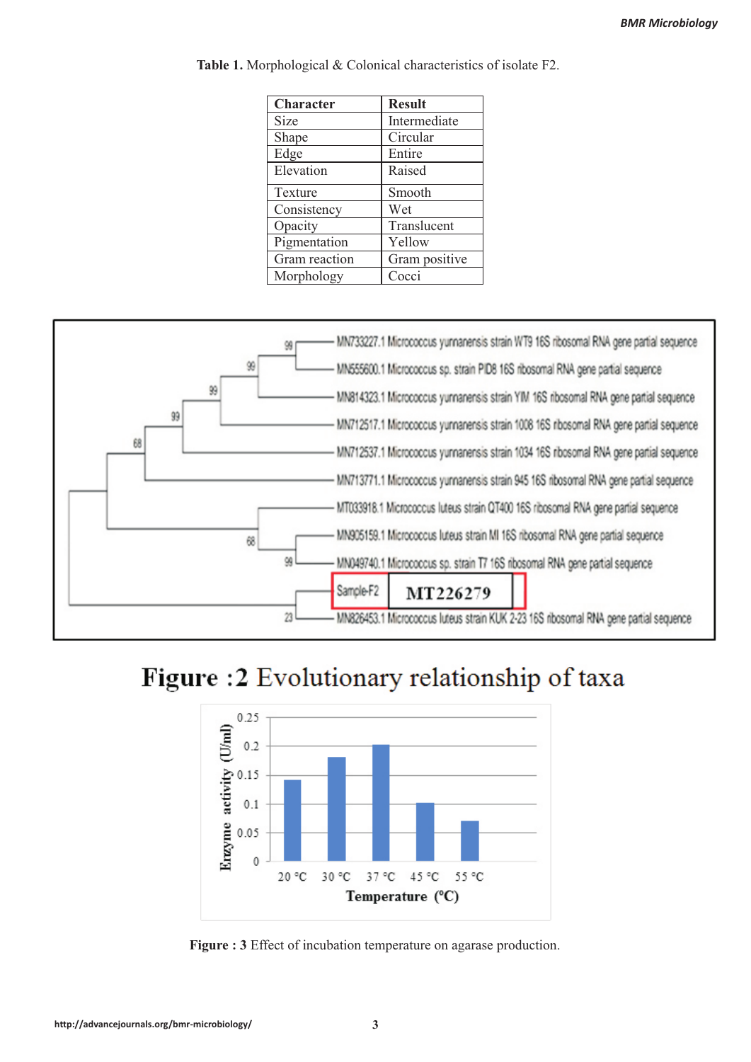**Table 1.** Morphological & Colonical characteristics of isolate F2.

| Character | Result |
|---|---|
| Size | Intermediate |
| Shape | Circular |
| Edge | Entire |
| Elevation | Raised |
| Texture | Smooth |
| Consistency | Wet |
| Opacity | Translucent |
| Pigmentation | Yellow |
| Gram reaction | Gram positive |
| Morphology | Cocci |

**Figure :2** Evolutionary relationship of taxa

**Figure : 3** Effect of incubation temperature on agarase production.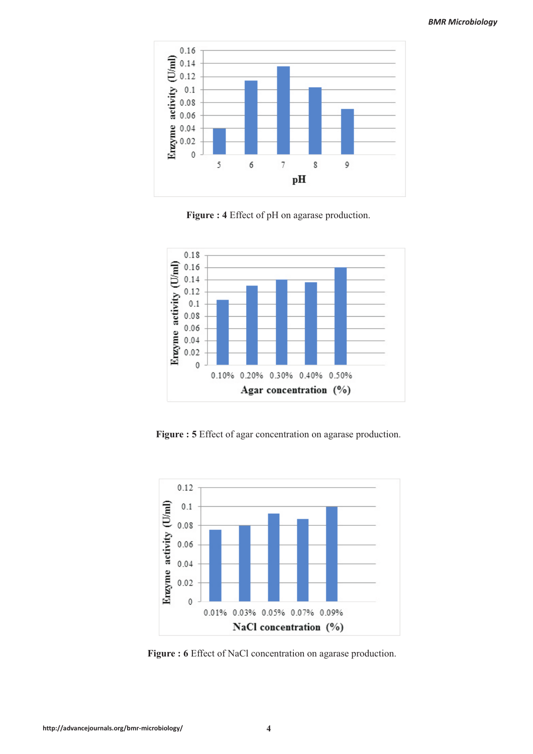**Figure : 4** Effect of pH on agarase production.

**Figure : 5** Effect of agar concentration on agarase production.

**Figure : 6** Effect of NaCl concentration on agarase production.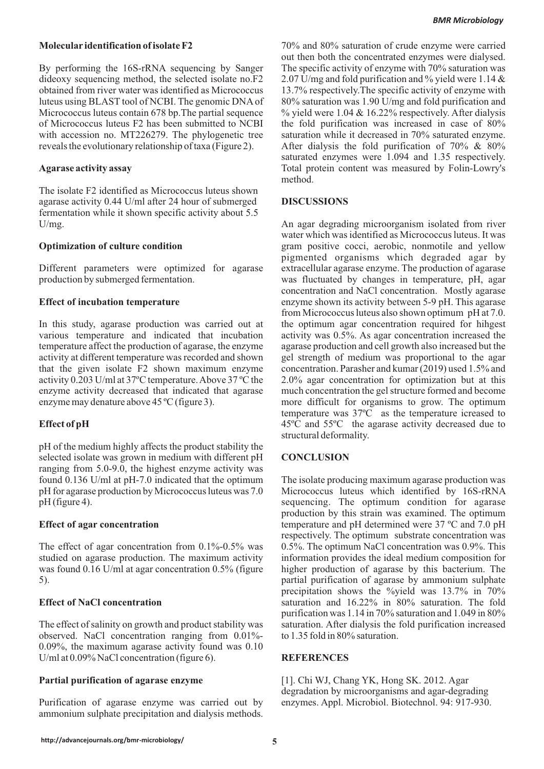**Molecular identification of isolate F2**

By performing the 16S-rRNA sequencing by Sanger dideoxy sequencing method, the selected isolate no.F2 obtained from river water was identified as Micrococcus luteus using BLAST tool of NCBI. The genomic DNA of Micrococcus luteus contain 678 bp.The partial sequence of Micrococcus luteus F2 has been submitted to NCBI with accession no. MT226279. The phylogenetic tree reveals the evolutionary relationship of taxa (Figure 2).

**Agarase activity assay**

The isolate F2 identified as Micrococcus luteus shown agarase activity 0.44 U/ml after 24 hour of submerged fermentation while it shown specific activity about 5.5 U/mg.

**Optimization of culture condition**

Different parameters were optimized for agarase production by submerged fermentation.

**Effect of incubation temperature**

In this study, agarase production was carried out at various temperature and indicated that incubation temperature affect the production of agarase, the enzyme activity at different temperature was recorded and shown that the given isolate F2 shown maximum enzyme activity 0.203 U/ml at 37ºC temperature. Above 37 ºC the enzyme activity decreased that indicated that agarase enzyme may denature above 45 ºC (figure 3).

**Effect of pH**

pH of the medium highly affects the product stability the selected isolate was grown in medium with different pH ranging from 5.0-9.0, the highest enzyme activity was found 0.136 U/ml at pH-7.0 indicated that the optimum pH for agarase production by Micrococcus luteus was 7.0 pH (figure 4).

**Effect of agar concentration**

The effect of agar concentration from 0.1%-0.5% was studied on agarase production. The maximum activity was found 0.16 U/ml at agar concentration 0.5% (figure 5).

**Effect of NaCl concentration**

The effect of salinity on growth and product stability was observed. NaCl concentration ranging from 0.01%-0.09%, the maximum agarase activity found was 0.10 U/ml at 0.09% NaCl concentration (figure 6).

**Partial purification of agarase enzyme**

Purification of agarase enzyme was carried out by ammonium sulphate precipitation and dialysis methods. 70% and 80% saturation of crude enzyme were carried out then both the concentrated enzymes were dialysed. The specific activity of enzyme with 70% saturation was 2.07 U/mg and fold purification and % yield were 1.14 & 13.7% respectively.The specific activity of enzyme with 80% saturation was 1.90 U/mg and fold purification and % yield were 1.04 & 16.22% respectively. After dialysis the fold purification was increased in case of 80% saturation while it decreased in 70% saturated enzyme. After dialysis the fold purification of 70% & 80% saturated enzymes were 1.094 and 1.35 respectively. Total protein content was measured by Folin-Lowry's method.

## DISCUSSIONS

An agar degrading microorganism isolated from river water which was identified as Micrococcus luteus. It was gram positive cocci, aerobic, nonmotile and yellow pigmented organisms which degraded agar by extracellular agarase enzyme. The production of agarase was fluctuated by changes in temperature, pH, agar concentration and NaCl concentration. Mostly agarase enzyme shown its activity between 5-9 pH. This agarase from Micrococcus luteus also shown optimum pH at 7.0. the optimum agar concentration required for hihgest activity was 0.5%. As agar concentration increased the agarase production and cell growth also increased but the gel strength of medium was proportional to the agar concentration. Parasher and kumar (2019) used 1.5% and 2.0% agar concentration for optimization but at this much concentration the gel structure formed and become more difficult for organisms to grow. The optimum temperature was 37ºC as the temperature icreased to 45ºC and 55ºC the agarase activity decreased due to structural deformality.

## CONCLUSION

The isolate producing maximum agarase production was Micrococcus luteus which identified by 16S-rRNA sequencing. The optimum condition for agarase production by this strain was examined. The optimum temperature and pH determined were 37 ºC and 7.0 pH respectively. The optimum substrate concentration was 0.5%. The optimum NaCl concentration was 0.9%. This information provides the ideal medium composition for higher production of agarase by this bacterium. The partial purification of agarase by ammonium sulphate precipitation shows the %yield was 13.7% in 70% saturation and 16.22% in 80% saturation. The fold purification was 1.14 in 70% saturation and 1.049 in 80% saturation. After dialysis the fold purification increased to 1.35 fold in 80% saturation.

## REFERENCES

[1]. Chi WJ, Chang YK, Hong SK. 2012. Agar degradation by microorganisms and agar-degrading enzymes. Appl. Microbiol. Biotechnol. 94: 917-930.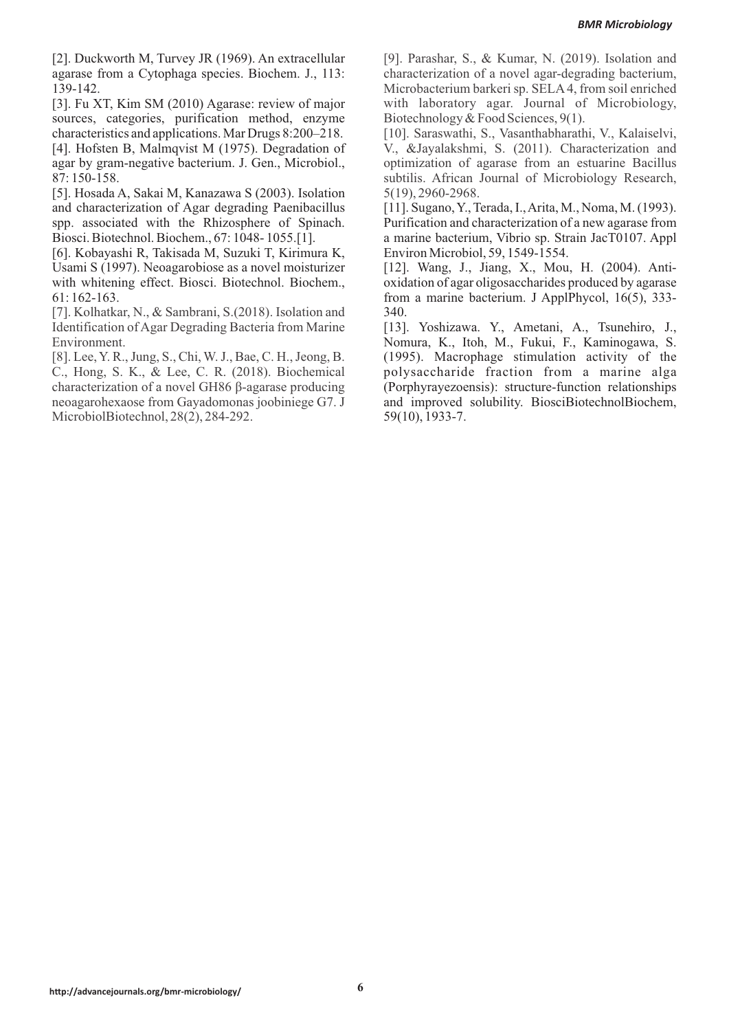[2]. Duckworth M, Turvey JR (1969). An extracellular agarase from a Cytophaga species. Biochem. J., 113: 139-142.

[3]. Fu XT, Kim SM (2010) Agarase: review of major sources, categories, purification method, enzyme characteristics and applications. Mar Drugs 8:200–218.

[4]. Hofsten B, Malmqvist M (1975). Degradation of agar by gram-negative bacterium. J. Gen., Microbiol., 87: 150-158.

[5]. Hosada A, Sakai M, Kanazawa S (2003). Isolation and characterization of Agar degrading Paenibacillus spp. associated with the Rhizosphere of Spinach. Biosci. Biotechnol. Biochem., 67: 1048- 1055.[1].

[6]. Kobayashi R, Takisada M, Suzuki T, Kirimura K, Usami S (1997). Neoagarobiose as a novel moisturizer with whitening effect. Biosci. Biotechnol. Biochem., 61: 162-163.

[7]. Kolhatkar, N., & Sambrani, S.(2018). Isolation and Identification of Agar Degrading Bacteria from Marine Environment.

[8]. Lee, Y. R., Jung, S., Chi, W. J., Bae, C. H., Jeong, B. C., Hong, S. K., & Lee, C. R. (2018). Biochemical characterization of a novel GH86 β-agarase producing neoagarohexaose from Gayadomonas joobiniege G7. J MicrobiolBiotechnol, 28(2), 284-292.

[9]. Parashar, S., & Kumar, N. (2019). Isolation and characterization of a novel agar-degrading bacterium, Microbacterium barkeri sp. SELA 4, from soil enriched with laboratory agar. Journal of Microbiology, Biotechnology & Food Sciences, 9(1).

[10]. Saraswathi, S., Vasanthabharathi, V., Kalaiselvi, V., &Jayalakshmi, S. (2011). Characterization and optimization of agarase from an estuarine Bacillus subtilis. African Journal of Microbiology Research, 5(19), 2960-2968.

[11]. Sugano, Y., Terada, I., Arita, M., Noma, M. (1993). Purification and characterization of a new agarase from a marine bacterium, Vibrio sp. Strain JacT0107. Appl Environ Microbiol, 59, 1549-1554.

[12]. Wang, J., Jiang, X., Mou, H. (2004). Anti-oxidation of agar oligosaccharides produced by agarase from a marine bacterium. J ApplPhycol, 16(5), 333-340.

[13]. Yoshizawa. Y., Ametani, A., Tsunehiro, J., Nomura, K., Itoh, M., Fukui, F., Kaminogawa, S. (1995). Macrophage stimulation activity of the polysaccharide fraction from a marine alga (Porphyrayezoensis): structure-function relationships and improved solubility. BiosciBiotechnolBiochem, 59(10), 1933-7.